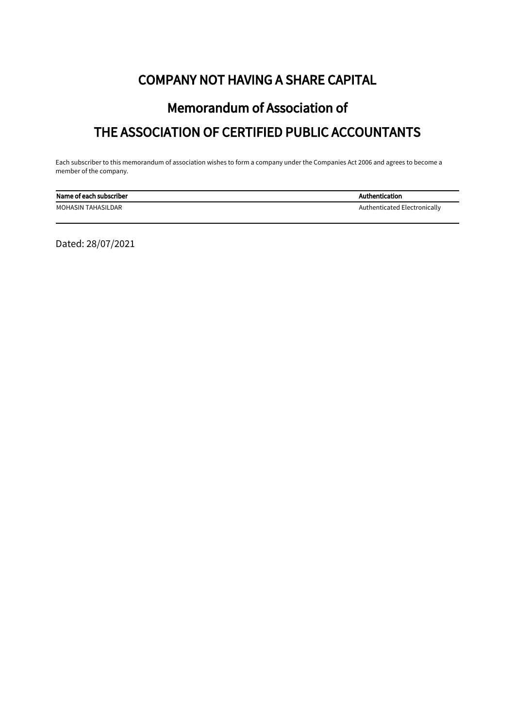# COMPANY NOT HAVING A SHARE CAPITAL

## Memorandum of Association of

## THE ASSOCIATION OF CERTIFIED PUBLIC ACCOUNTANTS

Each subscriber to this memorandum of association wishes to form a company under the Companies Act 2006 and agrees to become a member of the company.

| Name of each subscriber | Authentication |
| --- | --- |
| MOHASIN TAHASILDAR | Authenticated Electronically |

Dated: 28/07/2021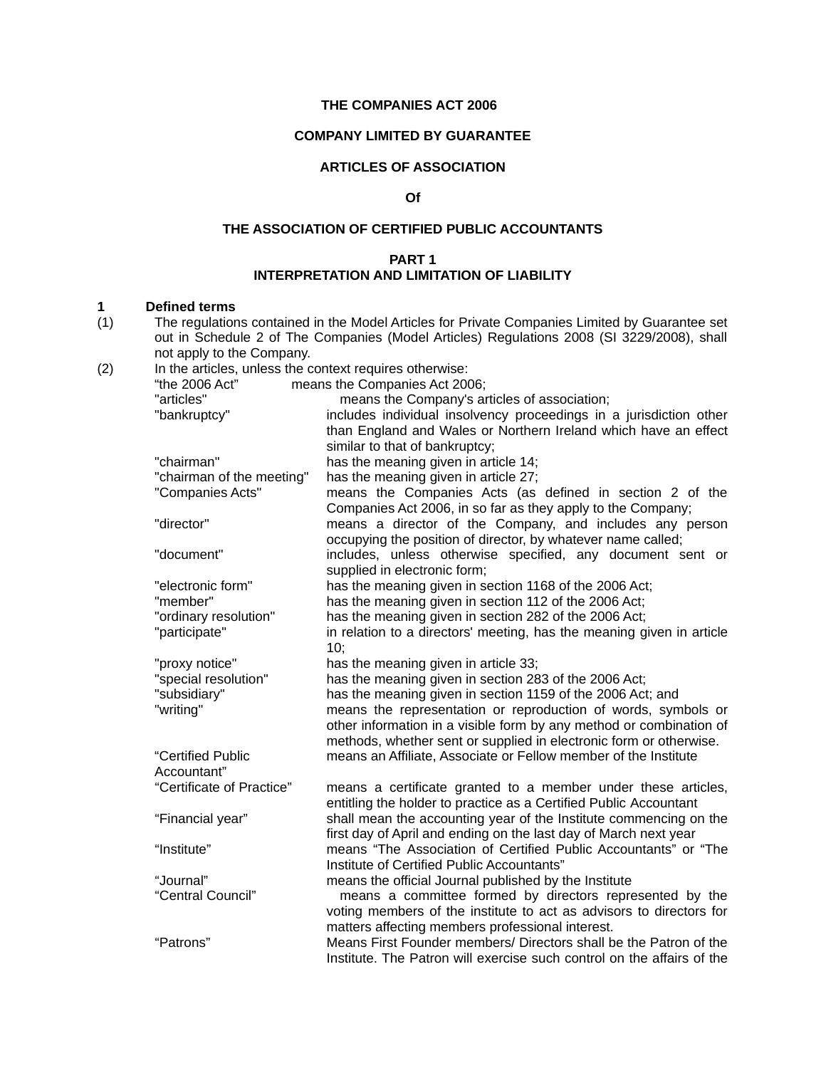**THE COMPANIES ACT 2006**

**COMPANY LIMITED BY GUARANTEE**

**ARTICLES OF ASSOCIATION**

**Of**

**THE ASSOCIATION OF CERTIFIED PUBLIC ACCOUNTANTS**

## PART 1
## INTERPRETATION AND LIMITATION OF LIABILITY

**1 Defined terms**

(1) The regulations contained in the Model Articles for Private Companies Limited by Guarantee set out in Schedule 2 of The Companies (Model Articles) Regulations 2008 (SI 3229/2008), shall not apply to the Company.

(2) In the articles, unless the context requires otherwise:

| | |
|---|---|
| "the 2006 Act" | means the Companies Act 2006; |
| "articles" | means the Company's articles of association; |
| "bankruptcy" | includes individual insolvency proceedings in a jurisdiction other than England and Wales or Northern Ireland which have an effect similar to that of bankruptcy; |
| "chairman" | has the meaning given in article 14; |
| "chairman of the meeting" | has the meaning given in article 27; |
| "Companies Acts" | means the Companies Acts (as defined in section 2 of the Companies Act 2006, in so far as they apply to the Company; |
| "director" | means a director of the Company, and includes any person occupying the position of director, by whatever name called; |
| "document" | includes, unless otherwise specified, any document sent or supplied in electronic form; |
| "electronic form" | has the meaning given in section 1168 of the 2006 Act; |
| "member" | has the meaning given in section 112 of the 2006 Act; |
| "ordinary resolution" | has the meaning given in section 282 of the 2006 Act; |
| "participate" | in relation to a directors' meeting, has the meaning given in article 10; |
| "proxy notice" | has the meaning given in article 33; |
| "special resolution" | has the meaning given in section 283 of the 2006 Act; |
| "subsidiary" | has the meaning given in section 1159 of the 2006 Act; and |
| "writing" | means the representation or reproduction of words, symbols or other information in a visible form by any method or combination of methods, whether sent or supplied in electronic form or otherwise. |
| "Certified Public Accountant" | means an Affiliate, Associate or Fellow member of the Institute |
| "Certificate of Practice" | means a certificate granted to a member under these articles, entitling the holder to practice as a Certified Public Accountant |
| "Financial year" | shall mean the accounting year of the Institute commencing on the first day of April and ending on the last day of March next year |
| "Institute" | means "The Association of Certified Public Accountants" or "The Institute of Certified Public Accountants" |
| "Journal" | means the official Journal published by the Institute |
| "Central Council" | means a committee formed by directors represented by the voting members of the institute to act as advisors to directors for matters affecting members professional interest. |
| "Patrons" | Means First Founder members/ Directors shall be the Patron of the Institute. The Patron will exercise such control on the affairs of the |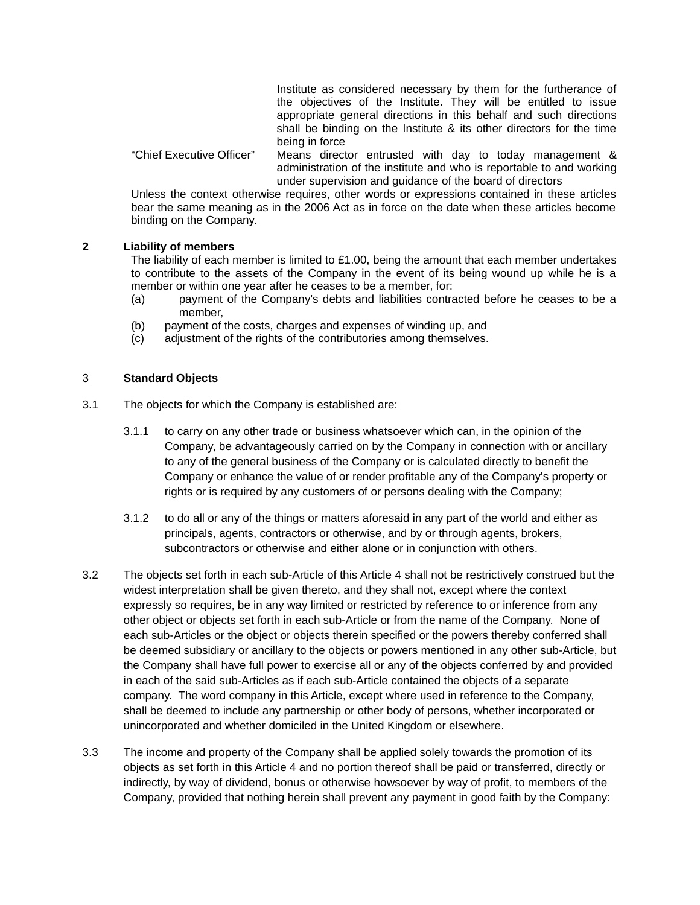Institute as considered necessary by them for the furtherance of the objectives of the Institute. They will be entitled to issue appropriate general directions in this behalf and such directions shall be binding on the Institute & its other directors for the time being in force

"Chief Executive Officer" Means director entrusted with day to today management & administration of the institute and who is reportable to and working under supervision and guidance of the board of directors

Unless the context otherwise requires, other words or expressions contained in these articles bear the same meaning as in the 2006 Act as in force on the date when these articles become binding on the Company.

**2 Liability of members**

The liability of each member is limited to £1.00, being the amount that each member undertakes to contribute to the assets of the Company in the event of its being wound up while he is a member or within one year after he ceases to be a member, for:

(a) payment of the Company's debts and liabilities contracted before he ceases to be a member,

(b) payment of the costs, charges and expenses of winding up, and

(c) adjustment of the rights of the contributories among themselves.

3 **Standard Objects**

3.1 The objects for which the Company is established are:

3.1.1 to carry on any other trade or business whatsoever which can, in the opinion of the Company, be advantageously carried on by the Company in connection with or ancillary to any of the general business of the Company or is calculated directly to benefit the Company or enhance the value of or render profitable any of the Company's property or rights or is required by any customers of or persons dealing with the Company;

3.1.2 to do all or any of the things or matters aforesaid in any part of the world and either as principals, agents, contractors or otherwise, and by or through agents, brokers, subcontractors or otherwise and either alone or in conjunction with others.

3.2 The objects set forth in each sub-Article of this Article 4 shall not be restrictively construed but the widest interpretation shall be given thereto, and they shall not, except where the context expressly so requires, be in any way limited or restricted by reference to or inference from any other object or objects set forth in each sub-Article or from the name of the Company. None of each sub-Articles or the object or objects therein specified or the powers thereby conferred shall be deemed subsidiary or ancillary to the objects or powers mentioned in any other sub-Article, but the Company shall have full power to exercise all or any of the objects conferred by and provided in each of the said sub-Articles as if each sub-Article contained the objects of a separate company. The word company in this Article, except where used in reference to the Company, shall be deemed to include any partnership or other body of persons, whether incorporated or unincorporated and whether domiciled in the United Kingdom or elsewhere.

3.3 The income and property of the Company shall be applied solely towards the promotion of its objects as set forth in this Article 4 and no portion thereof shall be paid or transferred, directly or indirectly, by way of dividend, bonus or otherwise howsoever by way of profit, to members of the Company, provided that nothing herein shall prevent any payment in good faith by the Company: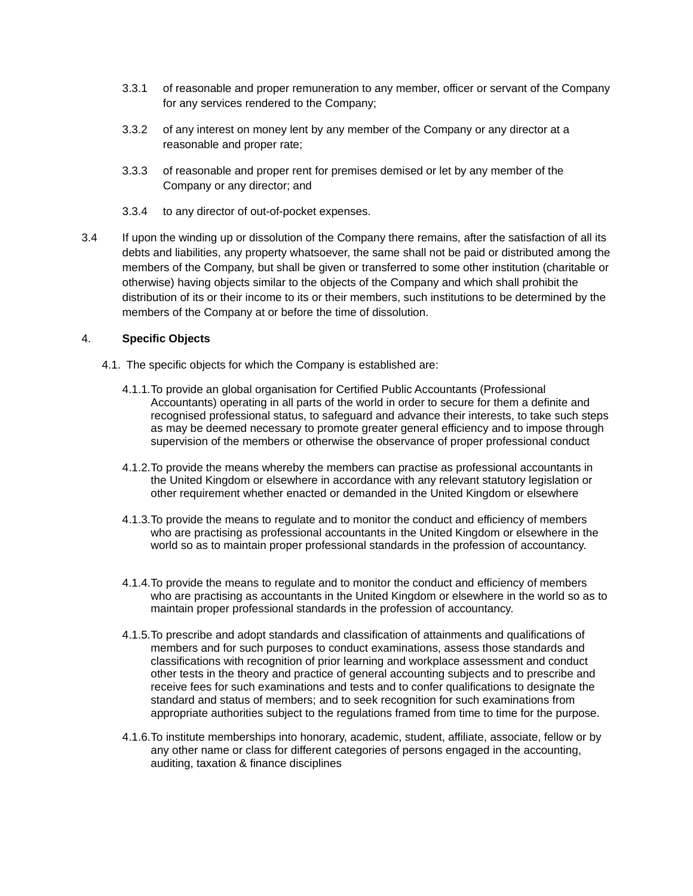3.3.1 of reasonable and proper remuneration to any member, officer or servant of the Company for any services rendered to the Company;

3.3.2 of any interest on money lent by any member of the Company or any director at a reasonable and proper rate;

3.3.3 of reasonable and proper rent for premises demised or let by any member of the Company or any director; and

3.3.4 to any director of out-of-pocket expenses.

3.4 If upon the winding up or dissolution of the Company there remains, after the satisfaction of all its debts and liabilities, any property whatsoever, the same shall not be paid or distributed among the members of the Company, but shall be given or transferred to some other institution (charitable or otherwise) having objects similar to the objects of the Company and which shall prohibit the distribution of its or their income to its or their members, such institutions to be determined by the members of the Company at or before the time of dissolution.

4. **Specific Objects**

4.1. The specific objects for which the Company is established are:

4.1.1. To provide an global organisation for Certified Public Accountants (Professional Accountants) operating in all parts of the world in order to secure for them a definite and recognised professional status, to safeguard and advance their interests, to take such steps as may be deemed necessary to promote greater general efficiency and to impose through supervision of the members or otherwise the observance of proper professional conduct

4.1.2. To provide the means whereby the members can practise as professional accountants in the United Kingdom or elsewhere in accordance with any relevant statutory legislation or other requirement whether enacted or demanded in the United Kingdom or elsewhere

4.1.3. To provide the means to regulate and to monitor the conduct and efficiency of members who are practising as professional accountants in the United Kingdom or elsewhere in the world so as to maintain proper professional standards in the profession of accountancy.

4.1.4. To provide the means to regulate and to monitor the conduct and efficiency of members who are practising as accountants in the United Kingdom or elsewhere in the world so as to maintain proper professional standards in the profession of accountancy.

4.1.5. To prescribe and adopt standards and classification of attainments and qualifications of members and for such purposes to conduct examinations, assess those standards and classifications with recognition of prior learning and workplace assessment and conduct other tests in the theory and practice of general accounting subjects and to prescribe and receive fees for such examinations and tests and to confer qualifications to designate the standard and status of members; and to seek recognition for such examinations from appropriate authorities subject to the regulations framed from time to time for the purpose.

4.1.6. To institute memberships into honorary, academic, student, affiliate, associate, fellow or by any other name or class for different categories of persons engaged in the accounting, auditing, taxation & finance disciplines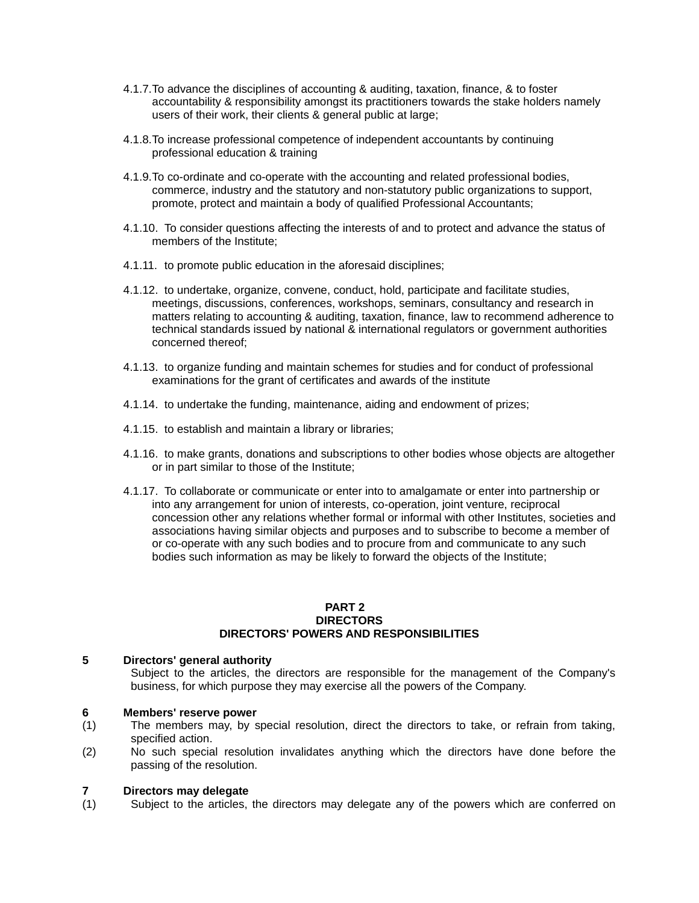4.1.7. To advance the disciplines of accounting & auditing, taxation, finance, & to foster accountability & responsibility amongst its practitioners towards the stake holders namely users of their work, their clients & general public at large;

4.1.8. To increase professional competence of independent accountants by continuing professional education & training

4.1.9. To co-ordinate and co-operate with the accounting and related professional bodies, commerce, industry and the statutory and non-statutory public organizations to support, promote, protect and maintain a body of qualified Professional Accountants;

4.1.10. To consider questions affecting the interests of and to protect and advance the status of members of the Institute;

4.1.11. to promote public education in the aforesaid disciplines;

4.1.12. to undertake, organize, convene, conduct, hold, participate and facilitate studies, meetings, discussions, conferences, workshops, seminars, consultancy and research in matters relating to accounting & auditing, taxation, finance, law to recommend adherence to technical standards issued by national & international regulators or government authorities concerned thereof;

4.1.13. to organize funding and maintain schemes for studies and for conduct of professional examinations for the grant of certificates and awards of the institute

4.1.14. to undertake the funding, maintenance, aiding and endowment of prizes;

4.1.15. to establish and maintain a library or libraries;

4.1.16. to make grants, donations and subscriptions to other bodies whose objects are altogether or in part similar to those of the Institute;

4.1.17. To collaborate or communicate or enter into to amalgamate or enter into partnership or into any arrangement for union of interests, co-operation, joint venture, reciprocal concession other any relations whether formal or informal with other Institutes, societies and associations having similar objects and purposes and to subscribe to become a member of or co-operate with any such bodies and to procure from and communicate to any such bodies such information as may be likely to forward the objects of the Institute;

## PART 2
## DIRECTORS
## DIRECTORS' POWERS AND RESPONSIBILITIES

**5 Directors' general authority**

Subject to the articles, the directors are responsible for the management of the Company's business, for which purpose they may exercise all the powers of the Company.

**6 Members' reserve power**

(1) The members may, by special resolution, direct the directors to take, or refrain from taking, specified action.

(2) No such special resolution invalidates anything which the directors have done before the passing of the resolution.

**7 Directors may delegate**

(1) Subject to the articles, the directors may delegate any of the powers which are conferred on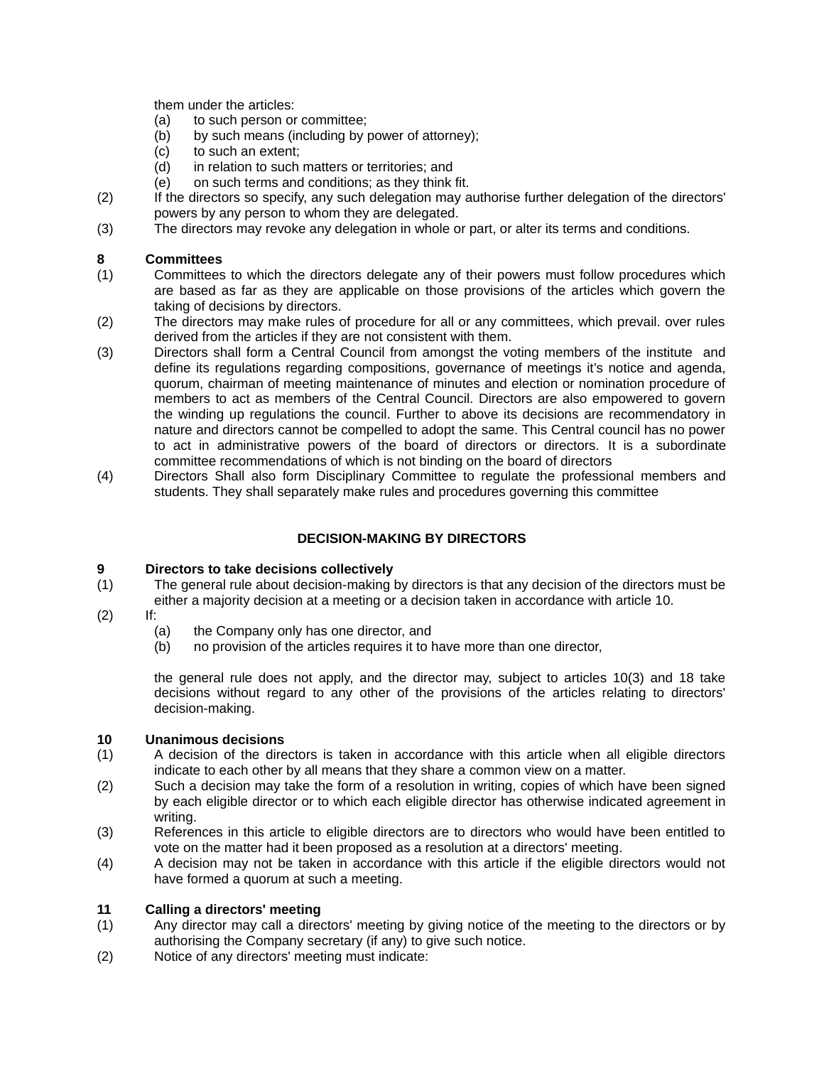them under the articles:

(a) to such person or committee;
(b) by such means (including by power of attorney);
(c) to such an extent;
(d) in relation to such matters or territories; and
(e) on such terms and conditions; as they think fit.

(2) If the directors so specify, any such delegation may authorise further delegation of the directors' powers by any person to whom they are delegated.

(3) The directors may revoke any delegation in whole or part, or alter its terms and conditions.

**8 Committees**

(1) Committees to which the directors delegate any of their powers must follow procedures which are based as far as they are applicable on those provisions of the articles which govern the taking of decisions by directors.

(2) The directors may make rules of procedure for all or any committees, which prevail. over rules derived from the articles if they are not consistent with them.

(3) Directors shall form a Central Council from amongst the voting members of the institute and define its regulations regarding compositions, governance of meetings it's notice and agenda, quorum, chairman of meeting maintenance of minutes and election or nomination procedure of members to act as members of the Central Council. Directors are also empowered to govern the winding up regulations the council. Further to above its decisions are recommendatory in nature and directors cannot be compelled to adopt the same. This Central council has no power to act in administrative powers of the board of directors or directors. It is a subordinate committee recommendations of which is not binding on the board of directors

(4) Directors Shall also form Disciplinary Committee to regulate the professional members and students. They shall separately make rules and procedures governing this committee

## DECISION-MAKING BY DIRECTORS

**9 Directors to take decisions collectively**

(1) The general rule about decision-making by directors is that any decision of the directors must be either a majority decision at a meeting or a decision taken in accordance with article 10.

(2) If:

(a) the Company only has one director, and
(b) no provision of the articles requires it to have more than one director,

the general rule does not apply, and the director may, subject to articles 10(3) and 18 take decisions without regard to any other of the provisions of the articles relating to directors' decision-making.

**10 Unanimous decisions**

(1) A decision of the directors is taken in accordance with this article when all eligible directors indicate to each other by all means that they share a common view on a matter.

(2) Such a decision may take the form of a resolution in writing, copies of which have been signed by each eligible director or to which each eligible director has otherwise indicated agreement in writing.

(3) References in this article to eligible directors are to directors who would have been entitled to vote on the matter had it been proposed as a resolution at a directors' meeting.

(4) A decision may not be taken in accordance with this article if the eligible directors would not have formed a quorum at such a meeting.

**11 Calling a directors' meeting**

(1) Any director may call a directors' meeting by giving notice of the meeting to the directors or by authorising the Company secretary (if any) to give such notice.

(2) Notice of any directors' meeting must indicate: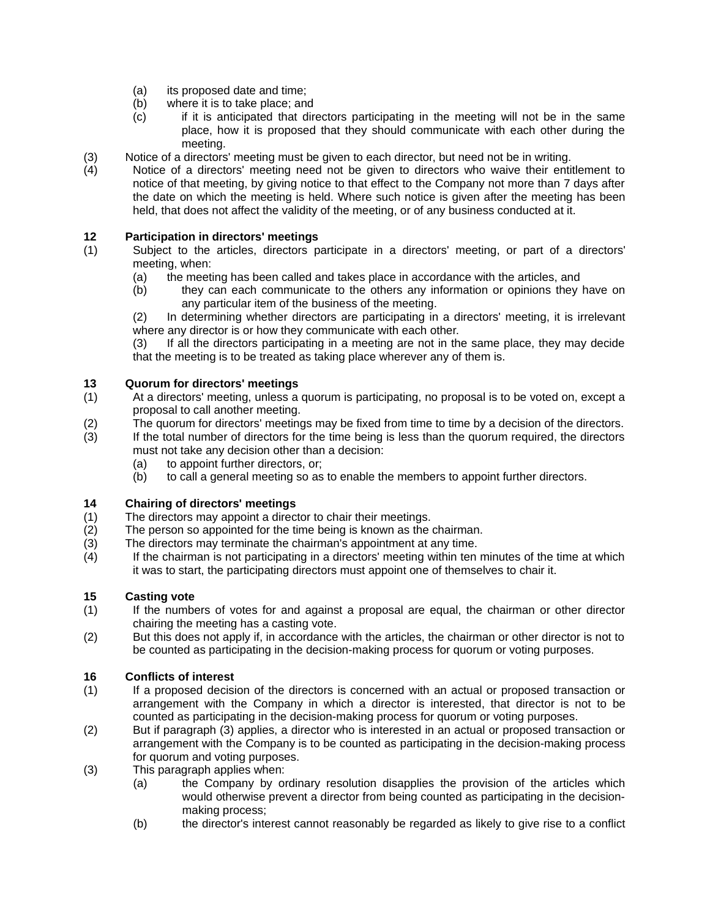(a) its proposed date and time;
(b) where it is to take place; and
(c) if it is anticipated that directors participating in the meeting will not be in the same place, how it is proposed that they should communicate with each other during the meeting.

(3) Notice of a directors' meeting must be given to each director, but need not be in writing.

(4) Notice of a directors' meeting need not be given to directors who waive their entitlement to notice of that meeting, by giving notice to that effect to the Company not more than 7 days after the date on which the meeting is held. Where such notice is given after the meeting has been held, that does not affect the validity of the meeting, or of any business conducted at it.

**12 Participation in directors' meetings**

(1) Subject to the articles, directors participate in a directors' meeting, or part of a directors' meeting, when:
(a) the meeting has been called and takes place in accordance with the articles, and
(b) they can each communicate to the others any information or opinions they have on any particular item of the business of the meeting.
(2) In determining whether directors are participating in a directors' meeting, it is irrelevant where any director is or how they communicate with each other.
(3) If all the directors participating in a meeting are not in the same place, they may decide that the meeting is to be treated as taking place wherever any of them is.

**13 Quorum for directors' meetings**

(1) At a directors' meeting, unless a quorum is participating, no proposal is to be voted on, except a proposal to call another meeting.

(2) The quorum for directors' meetings may be fixed from time to time by a decision of the directors.

(3) If the total number of directors for the time being is less than the quorum required, the directors must not take any decision other than a decision:
(a) to appoint further directors, or;
(b) to call a general meeting so as to enable the members to appoint further directors.

**14 Chairing of directors' meetings**

(1) The directors may appoint a director to chair their meetings.

(2) The person so appointed for the time being is known as the chairman.

(3) The directors may terminate the chairman's appointment at any time.

(4) If the chairman is not participating in a directors' meeting within ten minutes of the time at which it was to start, the participating directors must appoint one of themselves to chair it.

**15 Casting vote**

(1) If the numbers of votes for and against a proposal are equal, the chairman or other director chairing the meeting has a casting vote.

(2) But this does not apply if, in accordance with the articles, the chairman or other director is not to be counted as participating in the decision-making process for quorum or voting purposes.

**16 Conflicts of interest**

(1) If a proposed decision of the directors is concerned with an actual or proposed transaction or arrangement with the Company in which a director is interested, that director is not to be counted as participating in the decision-making process for quorum or voting purposes.

(2) But if paragraph (3) applies, a director who is interested in an actual or proposed transaction or arrangement with the Company is to be counted as participating in the decision-making process for quorum and voting purposes.

(3) This paragraph applies when:
(a) the Company by ordinary resolution disapplies the provision of the articles which would otherwise prevent a director from being counted as participating in the decision-making process;
(b) the director's interest cannot reasonably be regarded as likely to give rise to a conflict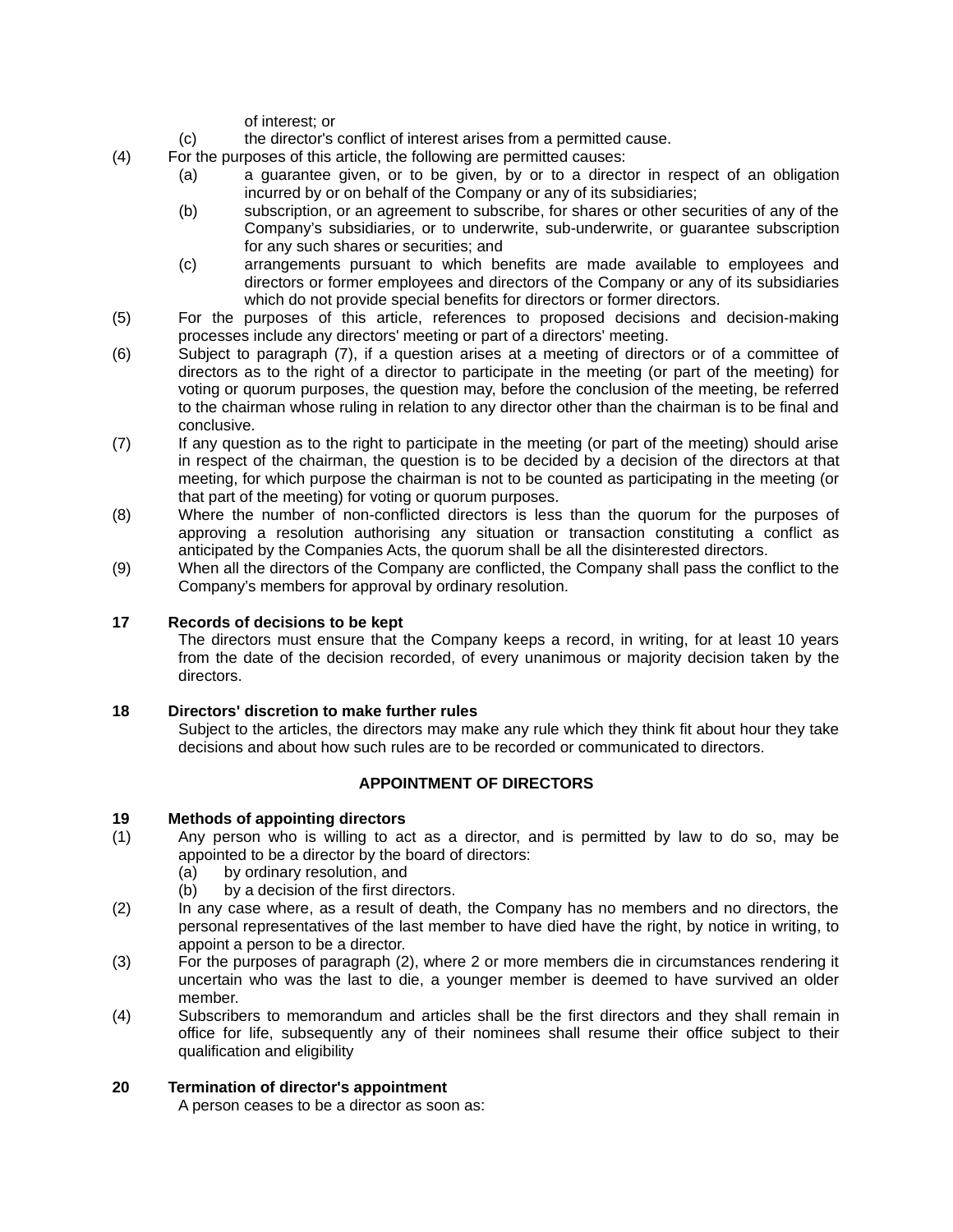of interest; or

(c) the director's conflict of interest arises from a permitted cause.

(4) For the purposes of this article, the following are permitted causes:

(a) a guarantee given, or to be given, by or to a director in respect of an obligation incurred by or on behalf of the Company or any of its subsidiaries;

(b) subscription, or an agreement to subscribe, for shares or other securities of any of the Company's subsidiaries, or to underwrite, sub-underwrite, or guarantee subscription for any such shares or securities; and

(c) arrangements pursuant to which benefits are made available to employees and directors or former employees and directors of the Company or any of its subsidiaries which do not provide special benefits for directors or former directors.

(5) For the purposes of this article, references to proposed decisions and decision-making processes include any directors' meeting or part of a directors' meeting.

(6) Subject to paragraph (7), if a question arises at a meeting of directors or of a committee of directors as to the right of a director to participate in the meeting (or part of the meeting) for voting or quorum purposes, the question may, before the conclusion of the meeting, be referred to the chairman whose ruling in relation to any director other than the chairman is to be final and conclusive.

(7) If any question as to the right to participate in the meeting (or part of the meeting) should arise in respect of the chairman, the question is to be decided by a decision of the directors at that meeting, for which purpose the chairman is not to be counted as participating in the meeting (or that part of the meeting) for voting or quorum purposes.

(8) Where the number of non-conflicted directors is less than the quorum for the purposes of approving a resolution authorising any situation or transaction constituting a conflict as anticipated by the Companies Acts, the quorum shall be all the disinterested directors.

(9) When all the directors of the Company are conflicted, the Company shall pass the conflict to the Company's members for approval by ordinary resolution.

**17 Records of decisions to be kept**

The directors must ensure that the Company keeps a record, in writing, for at least 10 years from the date of the decision recorded, of every unanimous or majority decision taken by the directors.

**18 Directors' discretion to make further rules**

Subject to the articles, the directors may make any rule which they think fit about hour they take decisions and about how such rules are to be recorded or communicated to directors.

## APPOINTMENT OF DIRECTORS

**19 Methods of appointing directors**

(1) Any person who is willing to act as a director, and is permitted by law to do so, may be appointed to be a director by the board of directors:

(a) by ordinary resolution, and

(b) by a decision of the first directors.

(2) In any case where, as a result of death, the Company has no members and no directors, the personal representatives of the last member to have died have the right, by notice in writing, to appoint a person to be a director.

(3) For the purposes of paragraph (2), where 2 or more members die in circumstances rendering it uncertain who was the last to die, a younger member is deemed to have survived an older member.

(4) Subscribers to memorandum and articles shall be the first directors and they shall remain in office for life, subsequently any of their nominees shall resume their office subject to their qualification and eligibility

**20 Termination of director's appointment**

A person ceases to be a director as soon as: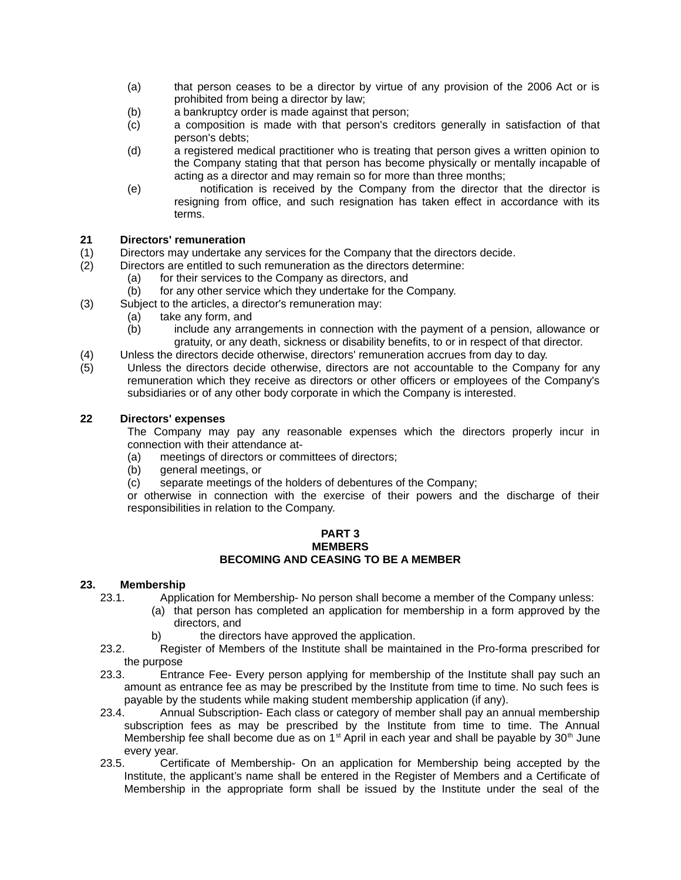(a) that person ceases to be a director by virtue of any provision of the 2006 Act or is prohibited from being a director by law;
(b) a bankruptcy order is made against that person;
(c) a composition is made with that person's creditors generally in satisfaction of that person's debts;
(d) a registered medical practitioner who is treating that person gives a written opinion to the Company stating that that person has become physically or mentally incapable of acting as a director and may remain so for more than three months;
(e) notification is received by the Company from the director that the director is resigning from office, and such resignation has taken effect in accordance with its terms.

**21 Directors' remuneration**

(1) Directors may undertake any services for the Company that the directors decide.
(2) Directors are entitled to such remuneration as the directors determine:
  (a) for their services to the Company as directors, and
  (b) for any other service which they undertake for the Company.
(3) Subject to the articles, a director's remuneration may:
  (a) take any form, and
  (b) include any arrangements in connection with the payment of a pension, allowance or gratuity, or any death, sickness or disability benefits, to or in respect of that director.
(4) Unless the directors decide otherwise, directors' remuneration accrues from day to day.
(5) Unless the directors decide otherwise, directors are not accountable to the Company for any remuneration which they receive as directors or other officers or employees of the Company's subsidiaries or of any other body corporate in which the Company is interested.

**22 Directors' expenses**

The Company may pay any reasonable expenses which the directors properly incur in connection with their attendance at-
(a) meetings of directors or committees of directors;
(b) general meetings, or
(c) separate meetings of the holders of debentures of the Company;

or otherwise in connection with the exercise of their powers and the discharge of their responsibilities in relation to the Company.

## PART 3
## MEMBERS
## BECOMING AND CEASING TO BE A MEMBER

**23. Membership**

23.1. Application for Membership- No person shall become a member of the Company unless:
  (a) that person has completed an application for membership in a form approved by the directors, and
  b) the directors have approved the application.

23.2. Register of Members of the Institute shall be maintained in the Pro-forma prescribed for the purpose

23.3. Entrance Fee- Every person applying for membership of the Institute shall pay such an amount as entrance fee as may be prescribed by the Institute from time to time. No such fees is payable by the students while making student membership application (if any).

23.4. Annual Subscription- Each class or category of member shall pay an annual membership subscription fees as may be prescribed by the Institute from time to time. The Annual Membership fee shall become due as on 1st April in each year and shall be payable by 30th June every year.

23.5. Certificate of Membership- On an application for Membership being accepted by the Institute, the applicant's name shall be entered in the Register of Members and a Certificate of Membership in the appropriate form shall be issued by the Institute under the seal of the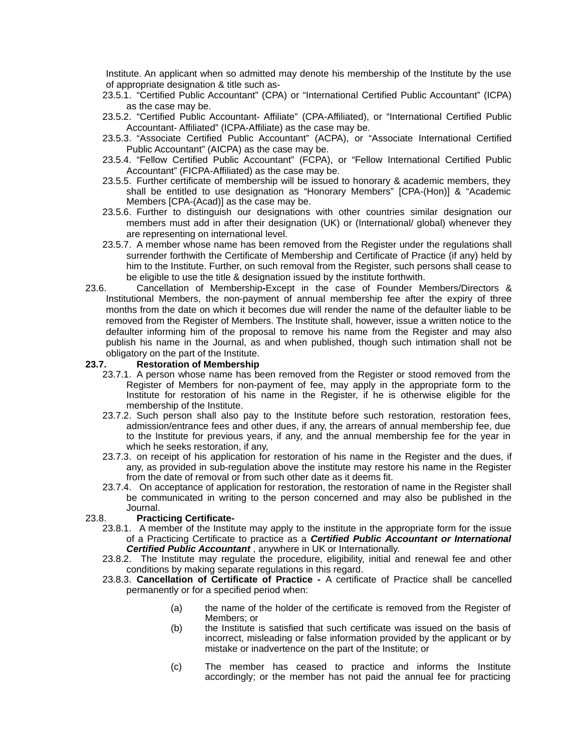Institute. An applicant when so admitted may denote his membership of the Institute by the use of appropriate designation & title such as-

23.5.1. "Certified Public Accountant" (CPA) or "International Certified Public Accountant" (ICPA) as the case may be.

23.5.2. "Certified Public Accountant- Affiliate" (CPA-Affiliated), or "International Certified Public Accountant- Affiliated" (ICPA-Affiliate) as the case may be.

23.5.3. "Associate Certified Public Accountant" (ACPA), or "Associate International Certified Public Accountant" (AICPA) as the case may be.

23.5.4. "Fellow Certified Public Accountant" (FCPA), or "Fellow International Certified Public Accountant" (FICPA-Affiliated) as the case may be.

23.5.5. Further certificate of membership will be issued to honorary & academic members, they shall be entitled to use designation as "Honorary Members" [CPA-(Hon)] & "Academic Members [CPA-(Acad)] as the case may be.

23.5.6. Further to distinguish our designations with other countries similar designation our members must add in after their designation (UK) or (International/ global) whenever they are representing on international level.

23.5.7. A member whose name has been removed from the Register under the regulations shall surrender forthwith the Certificate of Membership and Certificate of Practice (if any) held by him to the Institute. Further, on such removal from the Register, such persons shall cease to be eligible to use the title & designation issued by the institute forthwith.

23.6. Cancellation of Membership**-**Except in the case of Founder Members/Directors & Institutional Members, the non-payment of annual membership fee after the expiry of three months from the date on which it becomes due will render the name of the defaulter liable to be removed from the Register of Members. The Institute shall, however, issue a written notice to the defaulter informing him of the proposal to remove his name from the Register and may also publish his name in the Journal, as and when published, though such intimation shall not be obligatory on the part of the Institute.

**23.7. Restoration of Membership**

23.7.1. A person whose name has been removed from the Register or stood removed from the Register of Members for non-payment of fee, may apply in the appropriate form to the Institute for restoration of his name in the Register, if he is otherwise eligible for the membership of the Institute.

23.7.2. Such person shall also pay to the Institute before such restoration, restoration fees, admission/entrance fees and other dues, if any, the arrears of annual membership fee, due to the Institute for previous years, if any, and the annual membership fee for the year in which he seeks restoration, if any,

23.7.3. on receipt of his application for restoration of his name in the Register and the dues, if any, as provided in sub-regulation above the institute may restore his name in the Register from the date of removal or from such other date as it deems fit.

23.7.4. On acceptance of application for restoration, the restoration of name in the Register shall be communicated in writing to the person concerned and may also be published in the Journal.

23.8. **Practicing Certificate-**

23.8.1. A member of the Institute may apply to the institute in the appropriate form for the issue of a Practicing Certificate to practice as a ***Certified Public Accountant or International Certified Public Accountant*** , anywhere in UK or Internationally.

23.8.2. The Institute may regulate the procedure, eligibility, initial and renewal fee and other conditions by making separate regulations in this regard.

23.8.3. **Cancellation of Certificate of Practice -** A certificate of Practice shall be cancelled permanently or for a specified period when:

(a) the name of the holder of the certificate is removed from the Register of Members; or

(b) the Institute is satisfied that such certificate was issued on the basis of incorrect, misleading or false information provided by the applicant or by mistake or inadvertence on the part of the Institute; or

(c) The member has ceased to practice and informs the Institute accordingly; or the member has not paid the annual fee for practicing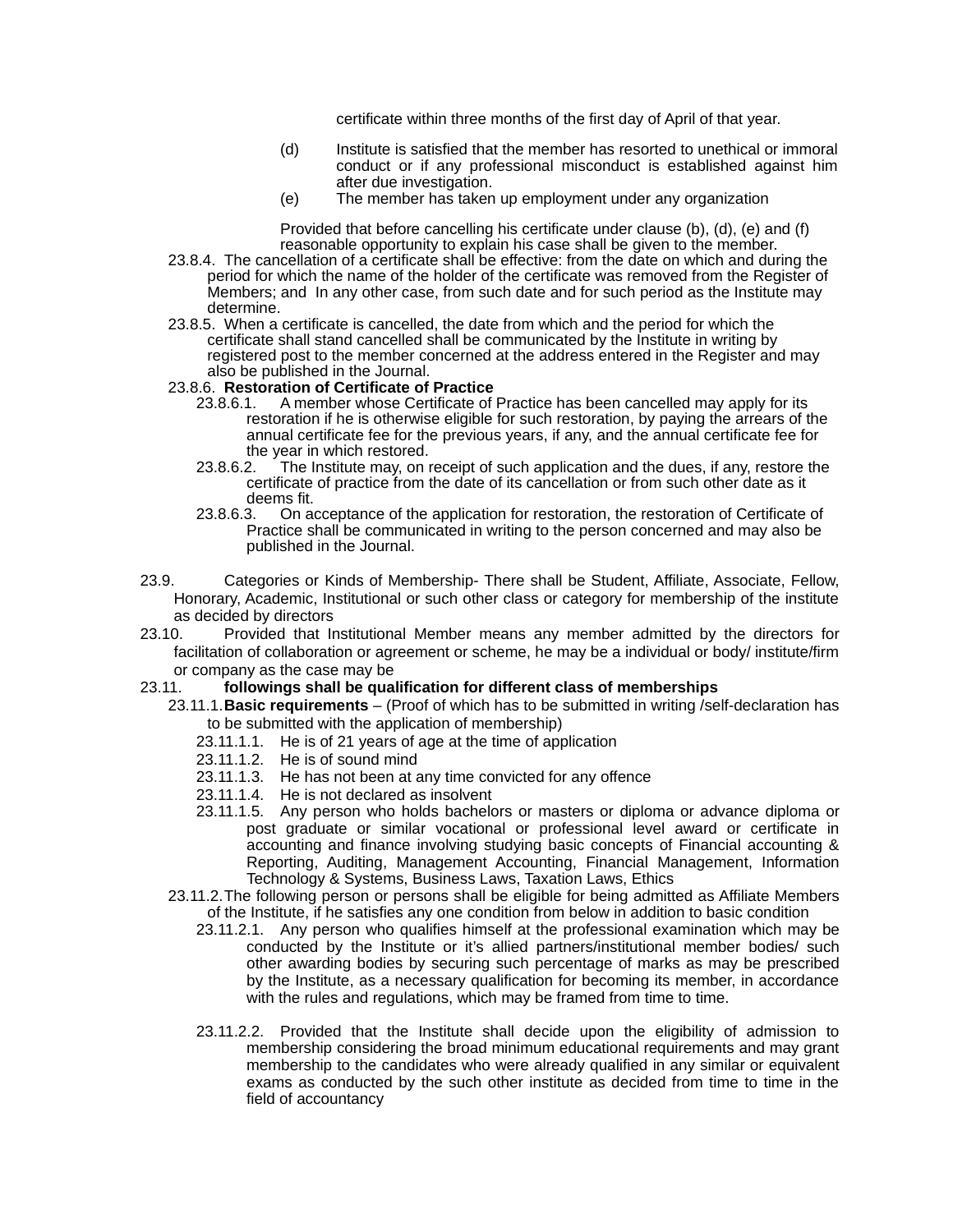certificate within three months of the first day of April of that year.

(d) Institute is satisfied that the member has resorted to unethical or immoral conduct or if any professional misconduct is established against him after due investigation.

(e) The member has taken up employment under any organization

Provided that before cancelling his certificate under clause (b), (d), (e) and (f) reasonable opportunity to explain his case shall be given to the member.

23.8.4. The cancellation of a certificate shall be effective: from the date on which and during the period for which the name of the holder of the certificate was removed from the Register of Members; and In any other case, from such date and for such period as the Institute may determine.

23.8.5. When a certificate is cancelled, the date from which and the period for which the certificate shall stand cancelled shall be communicated by the Institute in writing by registered post to the member concerned at the address entered in the Register and may also be published in the Journal.

23.8.6. **Restoration of Certificate of Practice**

23.8.6.1. A member whose Certificate of Practice has been cancelled may apply for its restoration if he is otherwise eligible for such restoration, by paying the arrears of the annual certificate fee for the previous years, if any, and the annual certificate fee for the year in which restored.

23.8.6.2. The Institute may, on receipt of such application and the dues, if any, restore the certificate of practice from the date of its cancellation or from such other date as it deems fit.

23.8.6.3. On acceptance of the application for restoration, the restoration of Certificate of Practice shall be communicated in writing to the person concerned and may also be published in the Journal.

23.9. Categories or Kinds of Membership- There shall be Student, Affiliate, Associate, Fellow, Honorary, Academic, Institutional or such other class or category for membership of the institute as decided by directors

23.10. Provided that Institutional Member means any member admitted by the directors for facilitation of collaboration or agreement or scheme, he may be a individual or body/ institute/firm or company as the case may be

23.11. **followings shall be qualification for different class of memberships**

23.11.1. **Basic requirements** – (Proof of which has to be submitted in writing /self-declaration has to be submitted with the application of membership)

23.11.1.1. He is of 21 years of age at the time of application

23.11.1.2. He is of sound mind

23.11.1.3. He has not been at any time convicted for any offence

23.11.1.4. He is not declared as insolvent

23.11.1.5. Any person who holds bachelors or masters or diploma or advance diploma or post graduate or similar vocational or professional level award or certificate in accounting and finance involving studying basic concepts of Financial accounting & Reporting, Auditing, Management Accounting, Financial Management, Information Technology & Systems, Business Laws, Taxation Laws, Ethics

23.11.2. The following person or persons shall be eligible for being admitted as Affiliate Members of the Institute, if he satisfies any one condition from below in addition to basic condition

23.11.2.1. Any person who qualifies himself at the professional examination which may be conducted by the Institute or it's allied partners/institutional member bodies/ such other awarding bodies by securing such percentage of marks as may be prescribed by the Institute, as a necessary qualification for becoming its member, in accordance with the rules and regulations, which may be framed from time to time.

23.11.2.2. Provided that the Institute shall decide upon the eligibility of admission to membership considering the broad minimum educational requirements and may grant membership to the candidates who were already qualified in any similar or equivalent exams as conducted by the such other institute as decided from time to time in the field of accountancy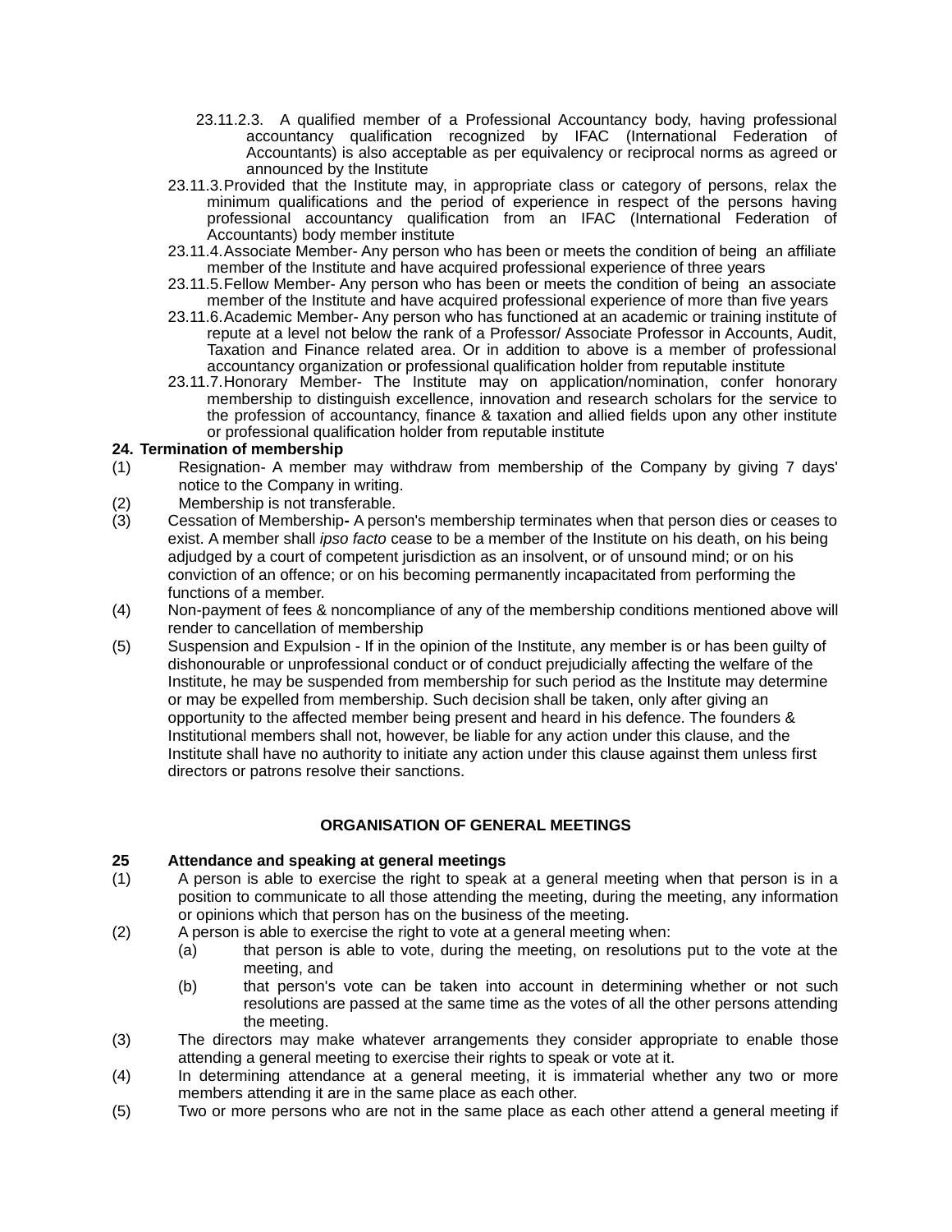23.11.2.3. A qualified member of a Professional Accountancy body, having professional accountancy qualification recognized by IFAC (International Federation of Accountants) is also acceptable as per equivalency or reciprocal norms as agreed or announced by the Institute

23.11.3. Provided that the Institute may, in appropriate class or category of persons, relax the minimum qualifications and the period of experience in respect of the persons having professional accountancy qualification from an IFAC (International Federation of Accountants) body member institute

23.11.4. Associate Member- Any person who has been or meets the condition of being an affiliate member of the Institute and have acquired professional experience of three years

23.11.5. Fellow Member- Any person who has been or meets the condition of being an associate member of the Institute and have acquired professional experience of more than five years

23.11.6. Academic Member- Any person who has functioned at an academic or training institute of repute at a level not below the rank of a Professor/ Associate Professor in Accounts, Audit, Taxation and Finance related area. Or in addition to above is a member of professional accountancy organization or professional qualification holder from reputable institute

23.11.7. Honorary Member- The Institute may on application/nomination, confer honorary membership to distinguish excellence, innovation and research scholars for the service to the profession of accountancy, finance & taxation and allied fields upon any other institute or professional qualification holder from reputable institute

**24. Termination of membership**

(1) Resignation- A member may withdraw from membership of the Company by giving 7 days' notice to the Company in writing.

(2) Membership is not transferable.

(3) Cessation of Membership**-** A person's membership terminates when that person dies or ceases to exist. A member shall *ipso facto* cease to be a member of the Institute on his death, on his being adjudged by a court of competent jurisdiction as an insolvent, or of unsound mind; or on his conviction of an offence; or on his becoming permanently incapacitated from performing the functions of a member.

(4) Non-payment of fees & noncompliance of any of the membership conditions mentioned above will render to cancellation of membership

(5) Suspension and Expulsion - If in the opinion of the Institute, any member is or has been guilty of dishonourable or unprofessional conduct or of conduct prejudicially affecting the welfare of the Institute, he may be suspended from membership for such period as the Institute may determine or may be expelled from membership. Such decision shall be taken, only after giving an opportunity to the affected member being present and heard in his defence. The founders & Institutional members shall not, however, be liable for any action under this clause, and the Institute shall have no authority to initiate any action under this clause against them unless first directors or patrons resolve their sanctions.

## ORGANISATION OF GENERAL MEETINGS

**25 Attendance and speaking at general meetings**

(1) A person is able to exercise the right to speak at a general meeting when that person is in a position to communicate to all those attending the meeting, during the meeting, any information or opinions which that person has on the business of the meeting.

(2) A person is able to exercise the right to vote at a general meeting when:

 (a) that person is able to vote, during the meeting, on resolutions put to the vote at the meeting, and

 (b) that person's vote can be taken into account in determining whether or not such resolutions are passed at the same time as the votes of all the other persons attending the meeting.

(3) The directors may make whatever arrangements they consider appropriate to enable those attending a general meeting to exercise their rights to speak or vote at it.

(4) In determining attendance at a general meeting, it is immaterial whether any two or more members attending it are in the same place as each other.

(5) Two or more persons who are not in the same place as each other attend a general meeting if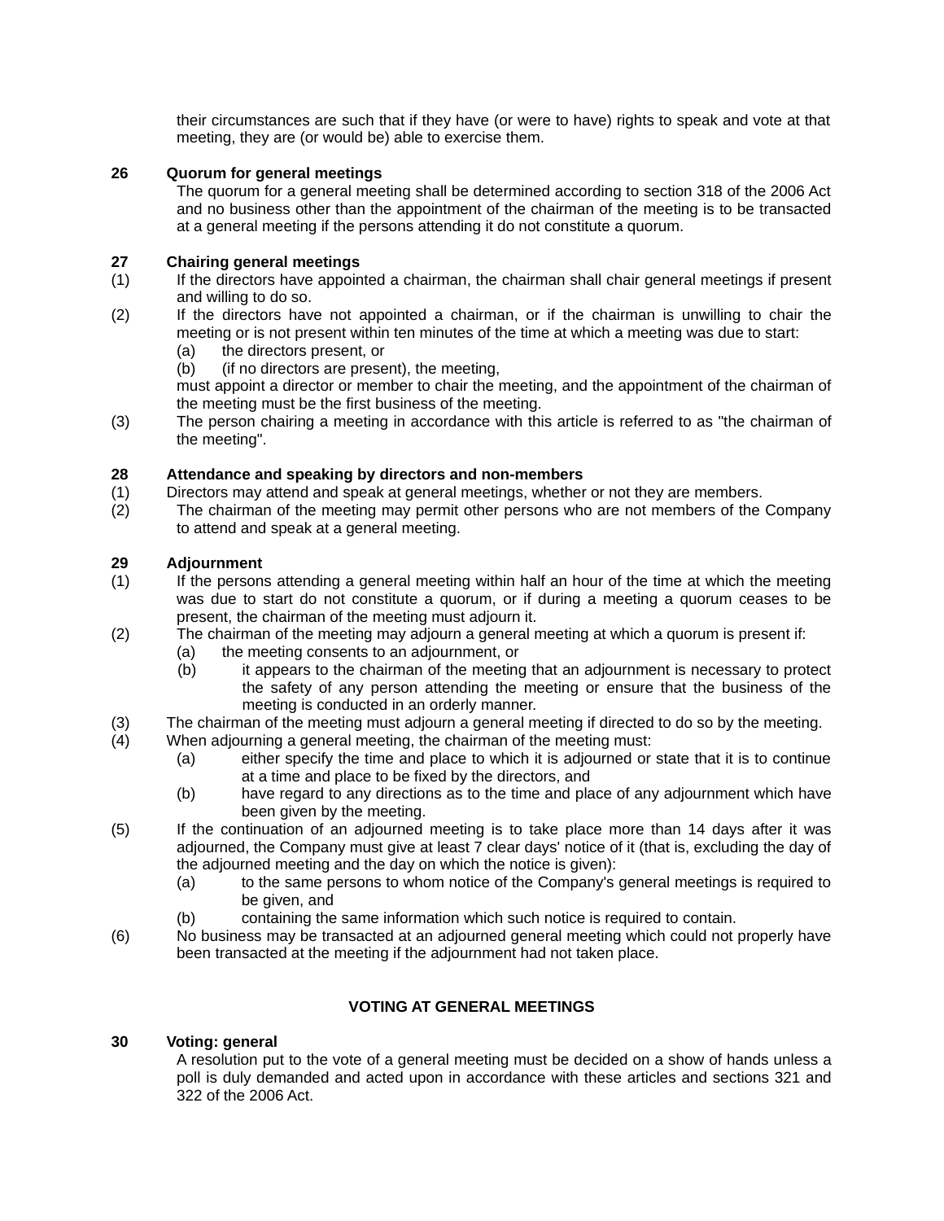their circumstances are such that if they have (or were to have) rights to speak and vote at that meeting, they are (or would be) able to exercise them.

**26 Quorum for general meetings**

The quorum for a general meeting shall be determined according to section 318 of the 2006 Act and no business other than the appointment of the chairman of the meeting is to be transacted at a general meeting if the persons attending it do not constitute a quorum.

**27 Chairing general meetings**

(1) If the directors have appointed a chairman, the chairman shall chair general meetings if present and willing to do so.

(2) If the directors have not appointed a chairman, or if the chairman is unwilling to chair the meeting or is not present within ten minutes of the time at which a meeting was due to start:

(a) the directors present, or

(b) (if no directors are present), the meeting,

must appoint a director or member to chair the meeting, and the appointment of the chairman of the meeting must be the first business of the meeting.

(3) The person chairing a meeting in accordance with this article is referred to as "the chairman of the meeting".

**28 Attendance and speaking by directors and non-members**

(1) Directors may attend and speak at general meetings, whether or not they are members.

(2) The chairman of the meeting may permit other persons who are not members of the Company to attend and speak at a general meeting.

**29 Adjournment**

(1) If the persons attending a general meeting within half an hour of the time at which the meeting was due to start do not constitute a quorum, or if during a meeting a quorum ceases to be present, the chairman of the meeting must adjourn it.

(2) The chairman of the meeting may adjourn a general meeting at which a quorum is present if:

(a) the meeting consents to an adjournment, or

(b) it appears to the chairman of the meeting that an adjournment is necessary to protect the safety of any person attending the meeting or ensure that the business of the meeting is conducted in an orderly manner.

(3) The chairman of the meeting must adjourn a general meeting if directed to do so by the meeting.

(4) When adjourning a general meeting, the chairman of the meeting must:

(a) either specify the time and place to which it is adjourned or state that it is to continue at a time and place to be fixed by the directors, and

(b) have regard to any directions as to the time and place of any adjournment which have been given by the meeting.

(5) If the continuation of an adjourned meeting is to take place more than 14 days after it was adjourned, the Company must give at least 7 clear days' notice of it (that is, excluding the day of the adjourned meeting and the day on which the notice is given):

(a) to the same persons to whom notice of the Company's general meetings is required to be given, and

(b) containing the same information which such notice is required to contain.

(6) No business may be transacted at an adjourned general meeting which could not properly have been transacted at the meeting if the adjournment had not taken place.

## VOTING AT GENERAL MEETINGS

**30 Voting: general**

A resolution put to the vote of a general meeting must be decided on a show of hands unless a poll is duly demanded and acted upon in accordance with these articles and sections 321 and 322 of the 2006 Act.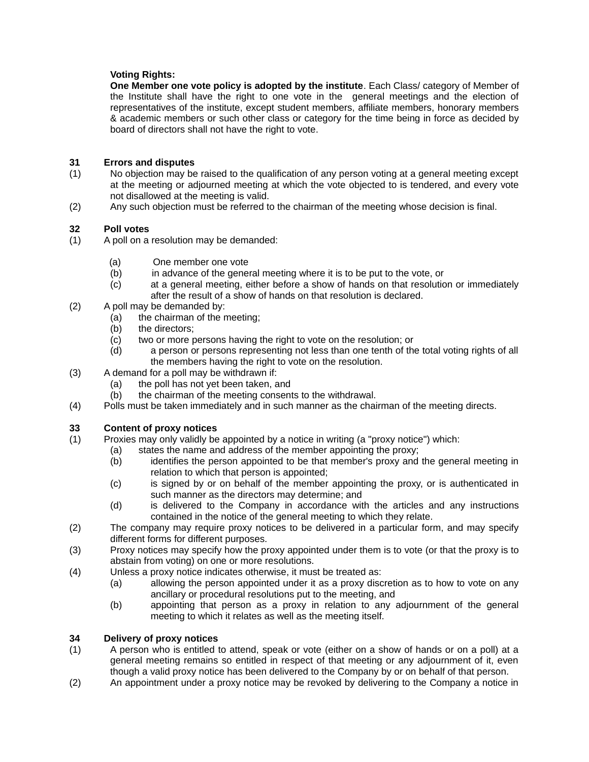**Voting Rights:**

**One Member one vote policy is adopted by the institute**. Each Class/ category of Member of the Institute shall have the right to one vote in the general meetings and the election of representatives of the institute, except student members, affiliate members, honorary members & academic members or such other class or category for the time being in force as decided by board of directors shall not have the right to vote.

**31 Errors and disputes**

(1) No objection may be raised to the qualification of any person voting at a general meeting except at the meeting or adjourned meeting at which the vote objected to is tendered, and every vote not disallowed at the meeting is valid.

(2) Any such objection must be referred to the chairman of the meeting whose decision is final.

**32 Poll votes**

(1) A poll on a resolution may be demanded:

- (a) One member one vote
- (b) in advance of the general meeting where it is to be put to the vote, or
- (c) at a general meeting, either before a show of hands on that resolution or immediately after the result of a show of hands on that resolution is declared.

(2) A poll may be demanded by:

- (a) the chairman of the meeting;
- (b) the directors;
- (c) two or more persons having the right to vote on the resolution; or
- (d) a person or persons representing not less than one tenth of the total voting rights of all the members having the right to vote on the resolution.

(3) A demand for a poll may be withdrawn if:

- (a) the poll has not yet been taken, and
- (b) the chairman of the meeting consents to the withdrawal.

(4) Polls must be taken immediately and in such manner as the chairman of the meeting directs.

**33 Content of proxy notices**

(1) Proxies may only validly be appointed by a notice in writing (a "proxy notice") which:

- (a) states the name and address of the member appointing the proxy;
- (b) identifies the person appointed to be that member's proxy and the general meeting in relation to which that person is appointed;
- (c) is signed by or on behalf of the member appointing the proxy, or is authenticated in such manner as the directors may determine; and
- (d) is delivered to the Company in accordance with the articles and any instructions contained in the notice of the general meeting to which they relate.

(2) The company may require proxy notices to be delivered in a particular form, and may specify different forms for different purposes.

(3) Proxy notices may specify how the proxy appointed under them is to vote (or that the proxy is to abstain from voting) on one or more resolutions.

(4) Unless a proxy notice indicates otherwise, it must be treated as:

- (a) allowing the person appointed under it as a proxy discretion as to how to vote on any ancillary or procedural resolutions put to the meeting, and
- (b) appointing that person as a proxy in relation to any adjournment of the general meeting to which it relates as well as the meeting itself.

**34 Delivery of proxy notices**

(1) A person who is entitled to attend, speak or vote (either on a show of hands or on a poll) at a general meeting remains so entitled in respect of that meeting or any adjournment of it, even though a valid proxy notice has been delivered to the Company by or on behalf of that person.

(2) An appointment under a proxy notice may be revoked by delivering to the Company a notice in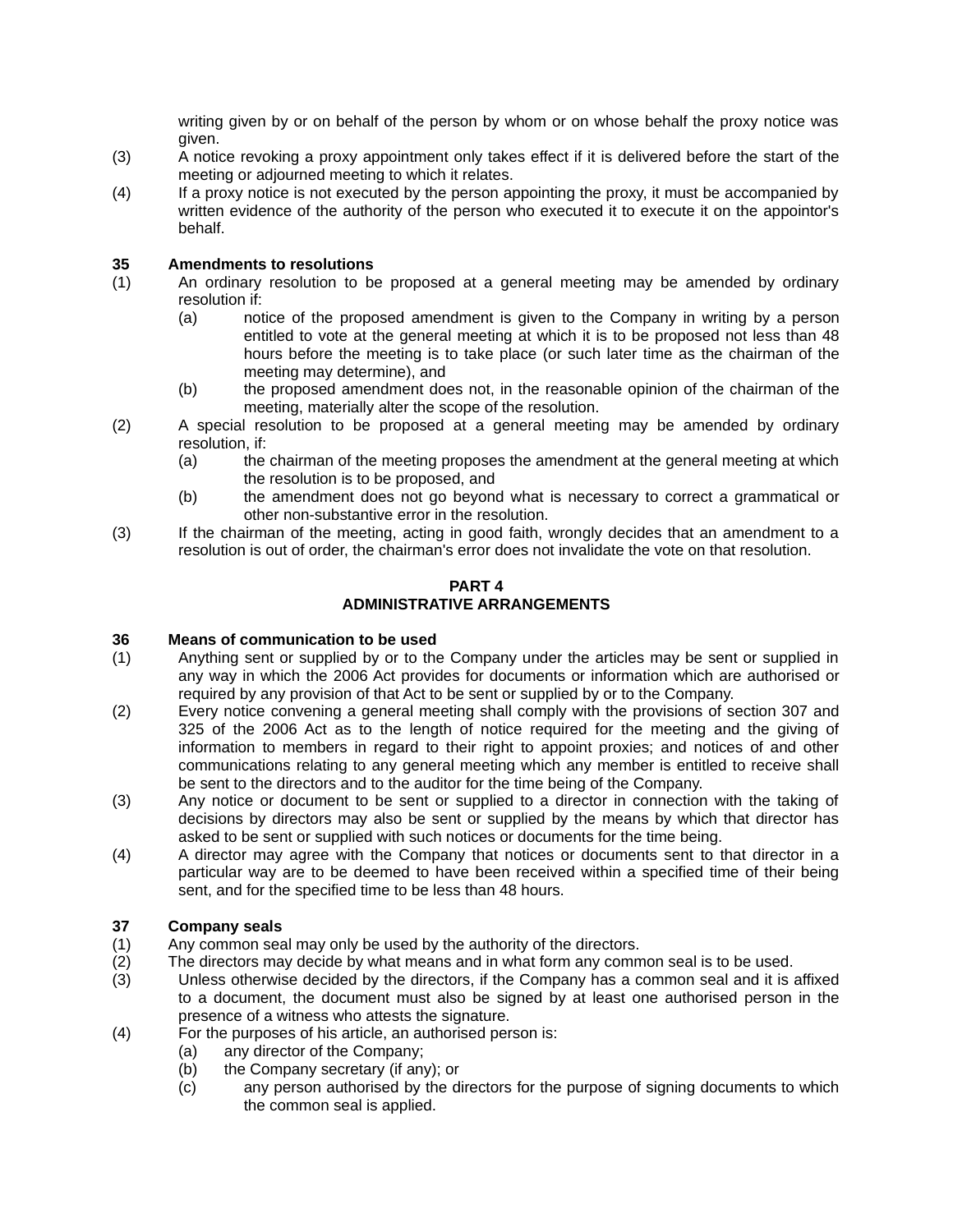writing given by or on behalf of the person by whom or on whose behalf the proxy notice was given.

(3) A notice revoking a proxy appointment only takes effect if it is delivered before the start of the meeting or adjourned meeting to which it relates.

(4) If a proxy notice is not executed by the person appointing the proxy, it must be accompanied by written evidence of the authority of the person who executed it to execute it on the appointor's behalf.

**35 Amendments to resolutions**

(1) An ordinary resolution to be proposed at a general meeting may be amended by ordinary resolution if:

  (a) notice of the proposed amendment is given to the Company in writing by a person entitled to vote at the general meeting at which it is to be proposed not less than 48 hours before the meeting is to take place (or such later time as the chairman of the meeting may determine), and

  (b) the proposed amendment does not, in the reasonable opinion of the chairman of the meeting, materially alter the scope of the resolution.

(2) A special resolution to be proposed at a general meeting may be amended by ordinary resolution, if:

  (a) the chairman of the meeting proposes the amendment at the general meeting at which the resolution is to be proposed, and

  (b) the amendment does not go beyond what is necessary to correct a grammatical or other non-substantive error in the resolution.

(3) If the chairman of the meeting, acting in good faith, wrongly decides that an amendment to a resolution is out of order, the chairman's error does not invalidate the vote on that resolution.

**PART 4**
**ADMINISTRATIVE ARRANGEMENTS**

**36 Means of communication to be used**

(1) Anything sent or supplied by or to the Company under the articles may be sent or supplied in any way in which the 2006 Act provides for documents or information which are authorised or required by any provision of that Act to be sent or supplied by or to the Company.

(2) Every notice convening a general meeting shall comply with the provisions of section 307 and 325 of the 2006 Act as to the length of notice required for the meeting and the giving of information to members in regard to their right to appoint proxies; and notices of and other communications relating to any general meeting which any member is entitled to receive shall be sent to the directors and to the auditor for the time being of the Company.

(3) Any notice or document to be sent or supplied to a director in connection with the taking of decisions by directors may also be sent or supplied by the means by which that director has asked to be sent or supplied with such notices or documents for the time being.

(4) A director may agree with the Company that notices or documents sent to that director in a particular way are to be deemed to have been received within a specified time of their being sent, and for the specified time to be less than 48 hours.

**37 Company seals**

(1) Any common seal may only be used by the authority of the directors.

(2) The directors may decide by what means and in what form any common seal is to be used.

(3) Unless otherwise decided by the directors, if the Company has a common seal and it is affixed to a document, the document must also be signed by at least one authorised person in the presence of a witness who attests the signature.

(4) For the purposes of his article, an authorised person is:

  (a) any director of the Company;

  (b) the Company secretary (if any); or

  (c) any person authorised by the directors for the purpose of signing documents to which the common seal is applied.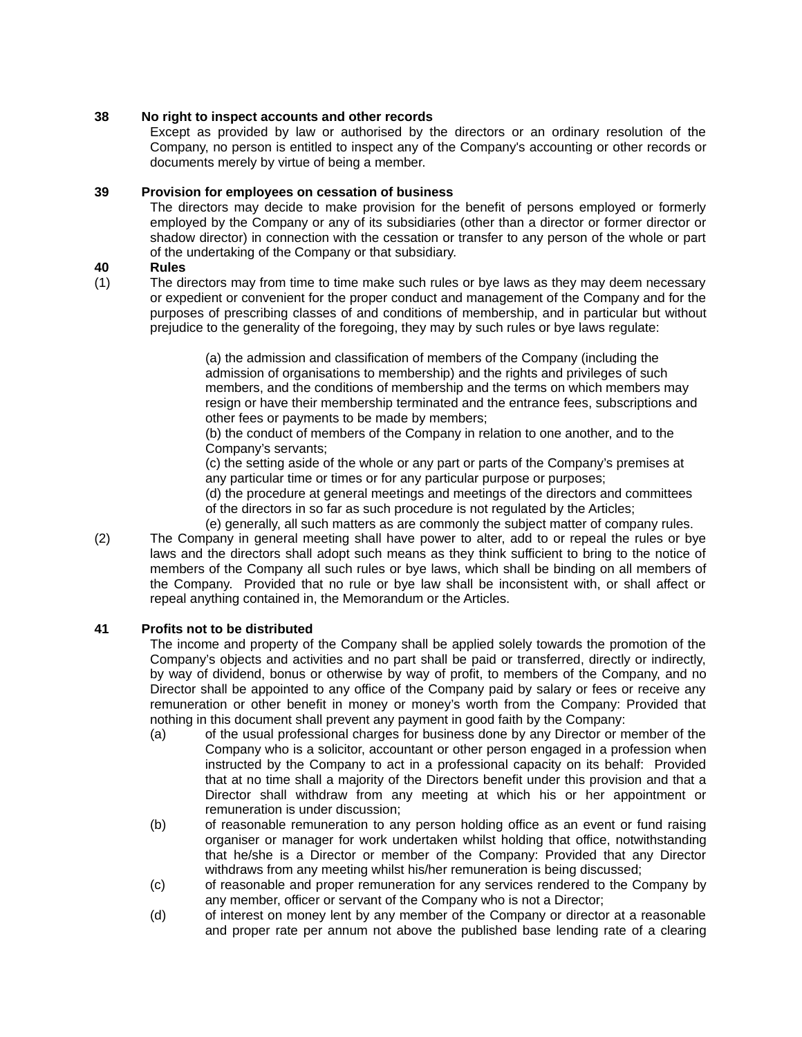**38 No right to inspect accounts and other records**

Except as provided by law or authorised by the directors or an ordinary resolution of the Company, no person is entitled to inspect any of the Company's accounting or other records or documents merely by virtue of being a member.

**39 Provision for employees on cessation of business**

The directors may decide to make provision for the benefit of persons employed or formerly employed by the Company or any of its subsidiaries (other than a director or former director or shadow director) in connection with the cessation or transfer to any person of the whole or part of the undertaking of the Company or that subsidiary.

**40 Rules**

(1) The directors may from time to time make such rules or bye laws as they may deem necessary or expedient or convenient for the proper conduct and management of the Company and for the purposes of prescribing classes of and conditions of membership, and in particular but without prejudice to the generality of the foregoing, they may by such rules or bye laws regulate:

(a) the admission and classification of members of the Company (including the admission of organisations to membership) and the rights and privileges of such members, and the conditions of membership and the terms on which members may resign or have their membership terminated and the entrance fees, subscriptions and other fees or payments to be made by members;

(b) the conduct of members of the Company in relation to one another, and to the Company's servants;

(c) the setting aside of the whole or any part or parts of the Company's premises at any particular time or times or for any particular purpose or purposes;

(d) the procedure at general meetings and meetings of the directors and committees of the directors in so far as such procedure is not regulated by the Articles;

(e) generally, all such matters as are commonly the subject matter of company rules.

(2) The Company in general meeting shall have power to alter, add to or repeal the rules or bye laws and the directors shall adopt such means as they think sufficient to bring to the notice of members of the Company all such rules or bye laws, which shall be binding on all members of the Company. Provided that no rule or bye law shall be inconsistent with, or shall affect or repeal anything contained in, the Memorandum or the Articles.

**41 Profits not to be distributed**

The income and property of the Company shall be applied solely towards the promotion of the Company's objects and activities and no part shall be paid or transferred, directly or indirectly, by way of dividend, bonus or otherwise by way of profit, to members of the Company, and no Director shall be appointed to any office of the Company paid by salary or fees or receive any remuneration or other benefit in money or money's worth from the Company: Provided that nothing in this document shall prevent any payment in good faith by the Company:

(a) of the usual professional charges for business done by any Director or member of the Company who is a solicitor, accountant or other person engaged in a profession when instructed by the Company to act in a professional capacity on its behalf: Provided that at no time shall a majority of the Directors benefit under this provision and that a Director shall withdraw from any meeting at which his or her appointment or remuneration is under discussion;

(b) of reasonable remuneration to any person holding office as an event or fund raising organiser or manager for work undertaken whilst holding that office, notwithstanding that he/she is a Director or member of the Company: Provided that any Director withdraws from any meeting whilst his/her remuneration is being discussed;

(c) of reasonable and proper remuneration for any services rendered to the Company by any member, officer or servant of the Company who is not a Director;

(d) of interest on money lent by any member of the Company or director at a reasonable and proper rate per annum not above the published base lending rate of a clearing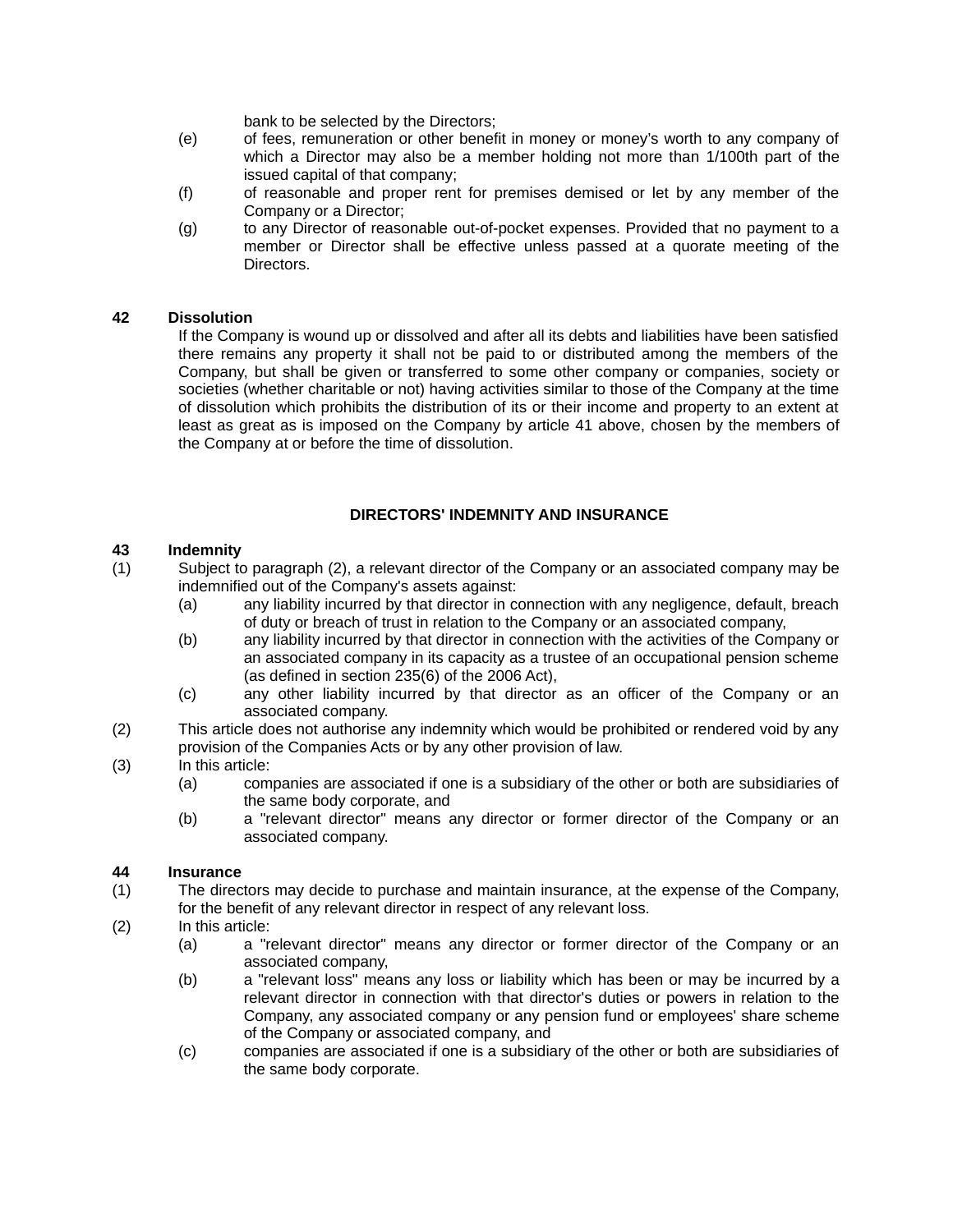bank to be selected by the Directors;

(e) of fees, remuneration or other benefit in money or money's worth to any company of which a Director may also be a member holding not more than 1/100th part of the issued capital of that company;

(f) of reasonable and proper rent for premises demised or let by any member of the Company or a Director;

(g) to any Director of reasonable out-of-pocket expenses. Provided that no payment to a member or Director shall be effective unless passed at a quorate meeting of the Directors.

**42 Dissolution**

If the Company is wound up or dissolved and after all its debts and liabilities have been satisfied there remains any property it shall not be paid to or distributed among the members of the Company, but shall be given or transferred to some other company or companies, society or societies (whether charitable or not) having activities similar to those of the Company at the time of dissolution which prohibits the distribution of its or their income and property to an extent at least as great as is imposed on the Company by article 41 above, chosen by the members of the Company at or before the time of dissolution.

## DIRECTORS' INDEMNITY AND INSURANCE

**43 Indemnity**

(1) Subject to paragraph (2), a relevant director of the Company or an associated company may be indemnified out of the Company's assets against:

- (a) any liability incurred by that director in connection with any negligence, default, breach of duty or breach of trust in relation to the Company or an associated company,
- (b) any liability incurred by that director in connection with the activities of the Company or an associated company in its capacity as a trustee of an occupational pension scheme (as defined in section 235(6) of the 2006 Act),
- (c) any other liability incurred by that director as an officer of the Company or an associated company.

(2) This article does not authorise any indemnity which would be prohibited or rendered void by any provision of the Companies Acts or by any other provision of law.

(3) In this article:

- (a) companies are associated if one is a subsidiary of the other or both are subsidiaries of the same body corporate, and
- (b) a "relevant director" means any director or former director of the Company or an associated company.

**44 Insurance**

(1) The directors may decide to purchase and maintain insurance, at the expense of the Company, for the benefit of any relevant director in respect of any relevant loss.

(2) In this article:

- (a) a "relevant director" means any director or former director of the Company or an associated company,
- (b) a "relevant loss" means any loss or liability which has been or may be incurred by a relevant director in connection with that director's duties or powers in relation to the Company, any associated company or any pension fund or employees' share scheme of the Company or associated company, and
- (c) companies are associated if one is a subsidiary of the other or both are subsidiaries of the same body corporate.